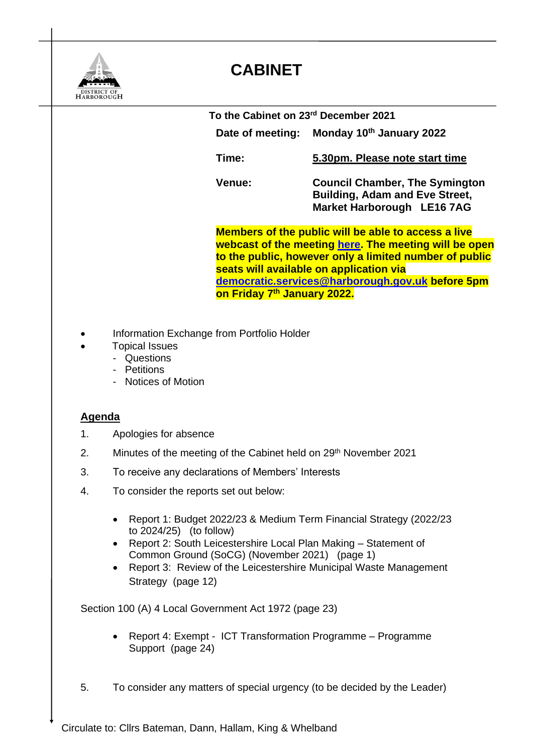DISTRICT OF HARBOROUGH

# CABINET

**To the Cabinet on 23rd December 2021**

**Date of meeting:** **Monday 10th January 2022**

**Time:** **5.30pm. Please note start time**

**Venue:** **Council Chamber, The Symington Building, Adam and Eve Street, Market Harborough LE16 7AG**

**Members of the public will be able to access a live webcast of the meeting here. The meeting will be open to the public, however only a limited number of public seats will available on application via democratic.services@harborough.gov.uk before 5pm on Friday 7th January 2022.**

- Information Exchange from Portfolio Holder
- Topical Issues
  - Questions
  - Petitions
  - Notices of Motion

## Agenda

1. Apologies for absence
2. Minutes of the meeting of the Cabinet held on 29th November 2021
3. To receive any declarations of Members' Interests
4. To consider the reports set out below:
   - Report 1: Budget 2022/23 & Medium Term Financial Strategy (2022/23 to 2024/25) (to follow)
   - Report 2: South Leicestershire Local Plan Making – Statement of Common Ground (SoCG) (November 2021) (page 1)
   - Report 3: Review of the Leicestershire Municipal Waste Management Strategy (page 12)

Section 100 (A) 4 Local Government Act 1972 (page 23)

   - Report 4: Exempt - ICT Transformation Programme – Programme Support (page 24)

5. To consider any matters of special urgency (to be decided by the Leader)

Circulate to: Cllrs Bateman, Dann, Hallam, King & Whelband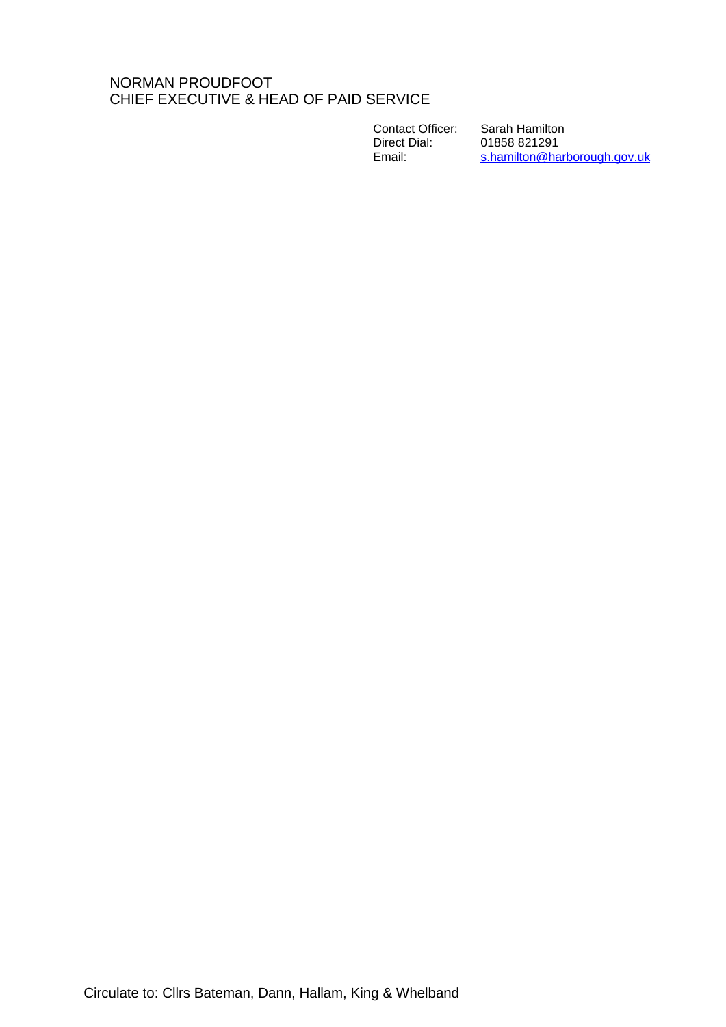NORMAN PROUDFOOT
CHIEF EXECUTIVE & HEAD OF PAID SERVICE

Contact Officer: Sarah Hamilton
Direct Dial: 01858 821291
Email: s.hamilton@harborough.gov.uk

Circulate to: Cllrs Bateman, Dann, Hallam, King & Whelband